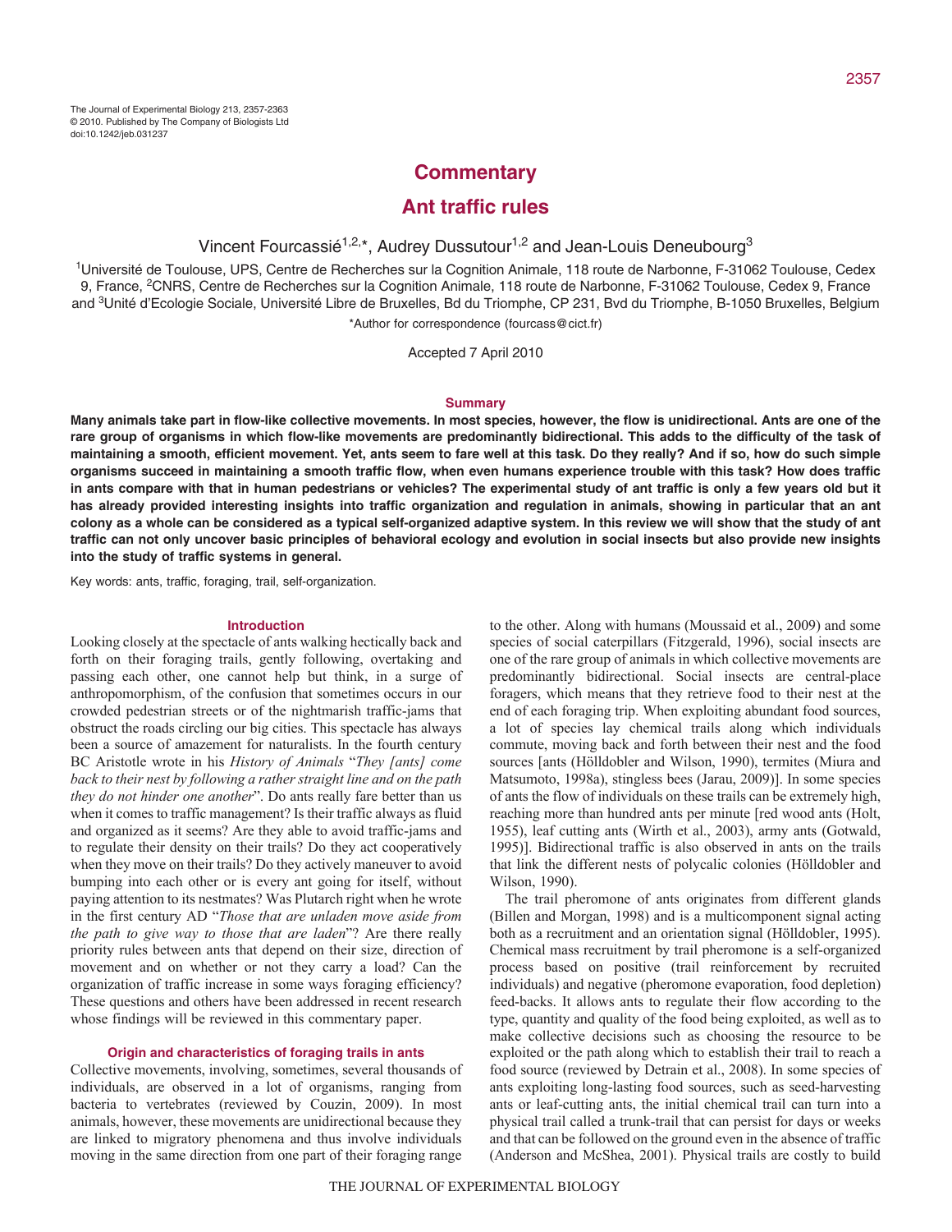The Journal of Experimental Biology 213, 2357-2363
© 2010. Published by The Company of Biologists Ltd
doi:10.1242/jeb.031237

Commentary

# Ant traffic rules

Vincent Fourcassié[1,2,*], Audrey Dussutour[1,2] and Jean-Louis Deneubourg[3]

[1]Université de Toulouse, UPS, Centre de Recherches sur la Cognition Animale, 118 route de Narbonne, F-31062 Toulouse, Cedex 9, France, [2]CNRS, Centre de Recherches sur la Cognition Animale, 118 route de Narbonne, F-31062 Toulouse, Cedex 9, France and [3]Unité d'Ecologie Sociale, Université Libre de Bruxelles, Bd du Triomphe, CP 231, Bvd du Triomphe, B-1050 Bruxelles, Belgium

*Author for correspondence (fourcass@cict.fr)

Accepted 7 April 2010

## Summary

**Many animals take part in flow-like collective movements. In most species, however, the flow is unidirectional. Ants are one of the rare group of organisms in which flow-like movements are predominantly bidirectional. This adds to the difficulty of the task of maintaining a smooth, efficient movement. Yet, ants seem to fare well at this task. Do they really? And if so, how do such simple organisms succeed in maintaining a smooth traffic flow, when even humans experience trouble with this task? How does traffic in ants compare with that in human pedestrians or vehicles? The experimental study of ant traffic is only a few years old but it has already provided interesting insights into traffic organization and regulation in animals, showing in particular that an ant colony as a whole can be considered as a typical self-organized adaptive system. In this review we will show that the study of ant traffic can not only uncover basic principles of behavioral ecology and evolution in social insects but also provide new insights into the study of traffic systems in general.**

Key words: ants, traffic, foraging, trail, self-organization.

## Introduction

Looking closely at the spectacle of ants walking hectically back and forth on their foraging trails, gently following, overtaking and passing each other, one cannot help but think, in a surge of anthropomorphism, of the confusion that sometimes occurs in our crowded pedestrian streets or of the nightmarish traffic-jams that obstruct the roads circling our big cities. This spectacle has always been a source of amazement for naturalists. In the fourth century BC Aristotle wrote in his *History of Animals* "*They [ants] come back to their nest by following a rather straight line and on the path they do not hinder one another*". Do ants really fare better than us when it comes to traffic management? Is their traffic always as fluid and organized as it seems? Are they able to avoid traffic-jams and to regulate their density on their trails? Do they act cooperatively when they move on their trails? Do they actively maneuver to avoid bumping into each other or is every ant going for itself, without paying attention to its nestmates? Was Plutarch right when he wrote in the first century AD "*Those that are unladen move aside from the path to give way to those that are laden*"? Are there really priority rules between ants that depend on their size, direction of movement and on whether or not they carry a load? Can the organization of traffic increase in some ways foraging efficiency? These questions and others have been addressed in recent research whose findings will be reviewed in this commentary paper.

## Origin and characteristics of foraging trails in ants

Collective movements, involving, sometimes, several thousands of individuals, are observed in a lot of organisms, ranging from bacteria to vertebrates (reviewed by Couzin, 2009). In most animals, however, these movements are unidirectional because they are linked to migratory phenomena and thus involve individuals moving in the same direction from one part of their foraging range to the other. Along with humans (Moussaid et al., 2009) and some species of social caterpillars (Fitzgerald, 1996), social insects are one of the rare group of animals in which collective movements are predominantly bidirectional. Social insects are central-place foragers, which means that they retrieve food to their nest at the end of each foraging trip. When exploiting abundant food sources, a lot of species lay chemical trails along which individuals commute, moving back and forth between their nest and the food sources [ants (Hölldobler and Wilson, 1990), termites (Miura and Matsumoto, 1998a), stingless bees (Jarau, 2009)]. In some species of ants the flow of individuals on these trails can be extremely high, reaching more than hundred ants per minute [red wood ants (Holt, 1955), leaf cutting ants (Wirth et al., 2003), army ants (Gotwald, 1995)]. Bidirectional traffic is also observed in ants on the trails that link the different nests of polycalic colonies (Hölldobler and Wilson, 1990).

The trail pheromone of ants originates from different glands (Billen and Morgan, 1998) and is a multicomponent signal acting both as a recruitment and an orientation signal (Hölldobler, 1995). Chemical mass recruitment by trail pheromone is a self-organized process based on positive (trail reinforcement by recruited individuals) and negative (pheromone evaporation, food depletion) feed-backs. It allows ants to regulate their flow according to the type, quantity and quality of the food being exploited, as well as to make collective decisions such as choosing the resource to be exploited or the path along which to establish their trail to reach a food source (reviewed by Detrain et al., 2008). In some species of ants exploiting long-lasting food sources, such as seed-harvesting ants or leaf-cutting ants, the initial chemical trail can turn into a physical trail called a trunk-trail that can persist for days or weeks and that can be followed on the ground even in the absence of traffic (Anderson and McShea, 2001). Physical trails are costly to build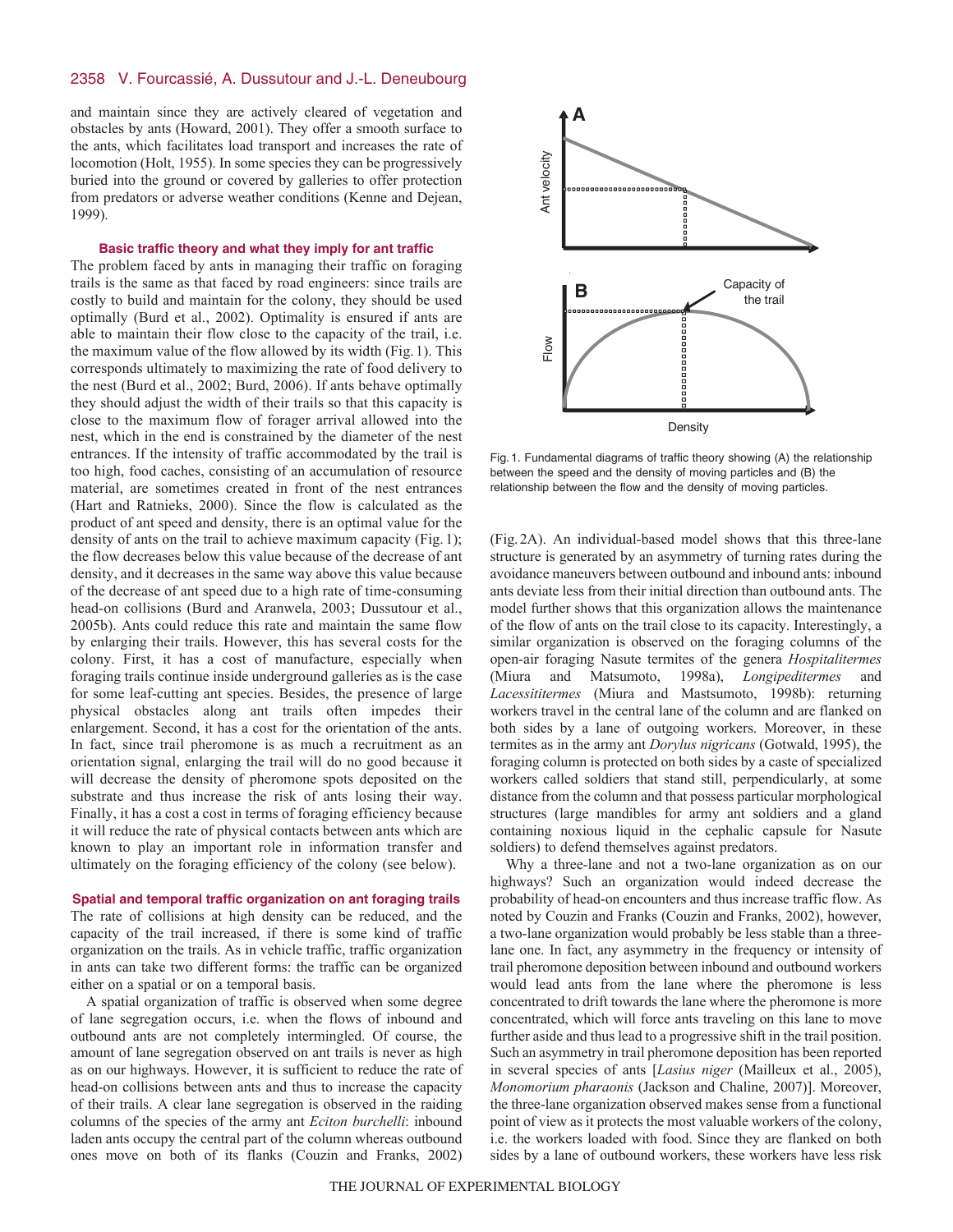and maintain since they are actively cleared of vegetation and obstacles by ants (Howard, 2001). They offer a smooth surface to the ants, which facilitates load transport and increases the rate of locomotion (Holt, 1955). In some species they can be progressively buried into the ground or covered by galleries to offer protection from predators or adverse weather conditions (Kenne and Dejean, 1999).

### Basic traffic theory and what they imply for ant traffic

The problem faced by ants in managing their traffic on foraging trails is the same as that faced by road engineers: since trails are costly to build and maintain for the colony, they should be used optimally (Burd et al., 2002). Optimality is ensured if ants are able to maintain their flow close to the capacity of the trail, i.e. the maximum value of the flow allowed by its width (Fig. 1). This corresponds ultimately to maximizing the rate of food delivery to the nest (Burd et al., 2002; Burd, 2006). If ants behave optimally they should adjust the width of their trails so that this capacity is close to the maximum flow of forager arrival allowed into the nest, which in the end is constrained by the diameter of the nest entrances. If the intensity of traffic accommodated by the trail is too high, food caches, consisting of an accumulation of resource material, are sometimes created in front of the nest entrances (Hart and Ratnieks, 2000). Since the flow is calculated as the product of ant speed and density, there is an optimal value for the density of ants on the trail to achieve maximum capacity (Fig. 1); the flow decreases below this value because of the decrease of ant density, and it decreases in the same way above this value because of the decrease of ant speed due to a high rate of time-consuming head-on collisions (Burd and Aranwela, 2003; Dussutour et al., 2005b). Ants could reduce this rate and maintain the same flow by enlarging their trails. However, this has several costs for the colony. First, it has a cost of manufacture, especially when foraging trails continue inside underground galleries as is the case for some leaf-cutting ant species. Besides, the presence of large physical obstacles along ant trails often impedes their enlargement. Second, it has a cost for the orientation of the ants. In fact, since trail pheromone is as much a recruitment as an orientation signal, enlarging the trail will do no good because it will decrease the density of pheromone spots deposited on the substrate and thus increase the risk of ants losing their way. Finally, it has a cost a cost in terms of foraging efficiency because it will reduce the rate of physical contacts between ants which are known to play an important role in information transfer and ultimately on the foraging efficiency of the colony (see below).

Fig. 1. Fundamental diagrams of traffic theory showing (A) the relationship between the speed and the density of moving particles and (B) the relationship between the flow and the density of moving particles.

### Spatial and temporal traffic organization on ant foraging trails

The rate of collisions at high density can be reduced, and the capacity of the trail increased, if there is some kind of traffic organization on the trails. As in vehicle traffic, traffic organization in ants can take two different forms: the traffic can be organized either on a spatial or on a temporal basis.

A spatial organization of traffic is observed when some degree of lane segregation occurs, i.e. when the flows of inbound and outbound ants are not completely intermingled. Of course, the amount of lane segregation observed on ant trails is never as high as on our highways. However, it is sufficient to reduce the rate of head-on collisions between ants and thus to increase the capacity of their trails. A clear lane segregation is observed in the raiding columns of the species of the army ant *Eciton burchelli*: inbound laden ants occupy the central part of the column whereas outbound ones move on both of its flanks (Couzin and Franks, 2002) (Fig. 2A). An individual-based model shows that this three-lane structure is generated by an asymmetry of turning rates during the avoidance maneuvers between outbound and inbound ants: inbound ants deviate less from their initial direction than outbound ants. The model further shows that this organization allows the maintenance of the flow of ants on the trail close to its capacity. Interestingly, a similar organization is observed on the foraging columns of the open-air foraging Nasute termites of the genera *Hospitalitermes* (Miura and Matsumoto, 1998a), *Longipeditermes* and *Lacessititermes* (Miura and Mastsumoto, 1998b): returning workers travel in the central lane of the column and are flanked on both sides by a lane of outgoing workers. Moreover, in these termites as in the army ant *Dorylus nigricans* (Gotwald, 1995), the foraging column is protected on both sides by a caste of specialized workers called soldiers that stand still, perpendicularly, at some distance from the column and that possess particular morphological structures (large mandibles for army ant soldiers and a gland containing noxious liquid in the cephalic capsule for Nasute soldiers) to defend themselves against predators.

Why a three-lane and not a two-lane organization as on our highways? Such an organization would indeed decrease the probability of head-on encounters and thus increase traffic flow. As noted by Couzin and Franks (Couzin and Franks, 2002), however, a two-lane organization would probably be less stable than a three-lane one. In fact, any asymmetry in the frequency or intensity of trail pheromone deposition between inbound and outbound workers would lead ants from the lane where the pheromone is less concentrated to drift towards the lane where the pheromone is more concentrated, which will force ants traveling on this lane to move further aside and thus lead to a progressive shift in the trail position. Such an asymmetry in trail pheromone deposition has been reported in several species of ants [*Lasius niger* (Mailleux et al., 2005), *Monomorium pharaonis* (Jackson and Chaline, 2007)]. Moreover, the three-lane organization observed makes sense from a functional point of view as it protects the most valuable workers of the colony, i.e. the workers loaded with food. Since they are flanked on both sides by a lane of outbound workers, these workers have less risk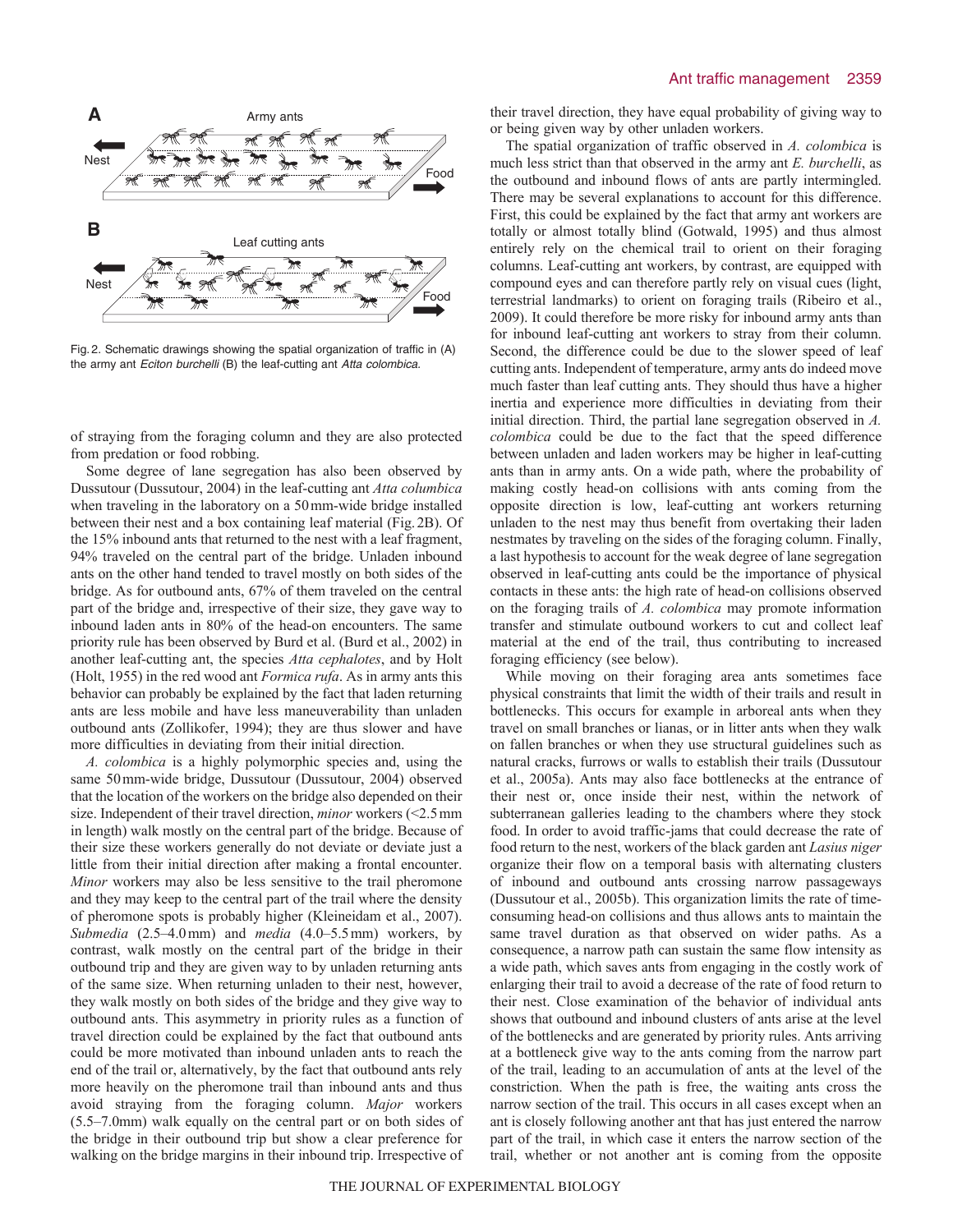A

Army ants

Nest

Food

B

Leaf cutting ants

Nest

Food

Fig. 2. Schematic drawings showing the spatial organization of traffic in (A) the army ant *Eciton burchelli* (B) the leaf-cutting ant *Atta colombica*.

of straying from the foraging column and they are also protected from predation or food robbing.

Some degree of lane segregation has also been observed by Dussutour (Dussutour, 2004) in the leaf-cutting ant *Atta columbica* when traveling in the laboratory on a 50 mm-wide bridge installed between their nest and a box containing leaf material (Fig. 2B). Of the 15% inbound ants that returned to the nest with a leaf fragment, 94% traveled on the central part of the bridge. Unladen inbound ants on the other hand tended to travel mostly on both sides of the bridge. As for outbound ants, 67% of them traveled on the central part of the bridge and, irrespective of their size, they gave way to inbound laden ants in 80% of the head-on encounters. The same priority rule has been observed by Burd et al. (Burd et al., 2002) in another leaf-cutting ant, the species *Atta cephalotes*, and by Holt (Holt, 1955) in the red wood ant *Formica rufa*. As in army ants this behavior can probably be explained by the fact that laden returning ants are less mobile and have less maneuverability than unladen outbound ants (Zollikofer, 1994); they are thus slower and have more difficulties in deviating from their initial direction.

*A. colombica* is a highly polymorphic species and, using the same 50 mm-wide bridge, Dussutour (Dussutour, 2004) observed that the location of the workers on the bridge also depended on their size. Independent of their travel direction, *minor* workers (<2.5 mm in length) walk mostly on the central part of the bridge. Because of their size these workers generally do not deviate or deviate just a little from their initial direction after making a frontal encounter. *Minor* workers may also be less sensitive to the trail pheromone and they may keep to the central part of the trail where the density of pheromone spots is probably higher (Kleineidam et al., 2007). *Submedia* (2.5–4.0 mm) and *media* (4.0–5.5 mm) workers, by contrast, walk mostly on the central part of the bridge in their outbound trip and they are given way to by unladen returning ants of the same size. When returning unladen to their nest, however, they walk mostly on both sides of the bridge and they give way to outbound ants. This asymmetry in priority rules as a function of travel direction could be explained by the fact that outbound ants could be more motivated than inbound unladen ants to reach the end of the trail or, alternatively, by the fact that outbound ants rely more heavily on the pheromone trail than inbound ants and thus avoid straying from the foraging column. *Major* workers (5.5–7.0 mm) walk equally on the central part or on both sides of the bridge in their outbound trip but show a clear preference for walking on the bridge margins in their inbound trip. Irrespective of their travel direction, they have equal probability of giving way to or being given way by other unladen workers.

The spatial organization of traffic observed in *A. colombica* is much less strict than that observed in the army ant *E. burchelli*, as the outbound and inbound flows of ants are partly intermingled. There may be several explanations to account for this difference. First, this could be explained by the fact that army ant workers are totally or almost totally blind (Gotwald, 1995) and thus almost entirely rely on the chemical trail to orient on their foraging columns. Leaf-cutting ant workers, by contrast, are equipped with compound eyes and can therefore partly rely on visual cues (light, terrestrial landmarks) to orient on foraging trails (Ribeiro et al., 2009). It could therefore be more risky for inbound army ants than for inbound leaf-cutting ant workers to stray from their column. Second, the difference could be due to the slower speed of leaf cutting ants. Independent of temperature, army ants do indeed move much faster than leaf cutting ants. They should thus have a higher inertia and experience more difficulties in deviating from their initial direction. Third, the partial lane segregation observed in *A. colombica* could be due to the fact that the speed difference between unladen and laden workers may be higher in leaf-cutting ants than in army ants. On a wide path, where the probability of making costly head-on collisions with ants coming from the opposite direction is low, leaf-cutting ant workers returning unladen to the nest may thus benefit from overtaking their laden nestmates by traveling on the sides of the foraging column. Finally, a last hypothesis to account for the weak degree of lane segregation observed in leaf-cutting ants could be the importance of physical contacts in these ants: the high rate of head-on collisions observed on the foraging trails of *A. colombica* may promote information transfer and stimulate outbound workers to cut and collect leaf material at the end of the trail, thus contributing to increased foraging efficiency (see below).

While moving on their foraging area ants sometimes face physical constraints that limit the width of their trails and result in bottlenecks. This occurs for example in arboreal ants when they travel on small branches or lianas, or in litter ants when they walk on fallen branches or when they use structural guidelines such as natural cracks, furrows or walls to establish their trails (Dussutour et al., 2005a). Ants may also face bottlenecks at the entrance of their nest or, once inside their nest, within the network of subterranean galleries leading to the chambers where they stock food. In order to avoid traffic-jams that could decrease the rate of food return to the nest, workers of the black garden ant *Lasius niger* organize their flow on a temporal basis with alternating clusters of inbound and outbound ants crossing narrow passageways (Dussutour et al., 2005b). This organization limits the rate of time-consuming head-on collisions and thus allows ants to maintain the same travel duration as that observed on wider paths. As a consequence, a narrow path can sustain the same flow intensity as a wide path, which saves ants from engaging in the costly work of enlarging their trail to avoid a decrease of the rate of food return to their nest. Close examination of the behavior of individual ants shows that outbound and inbound clusters of ants arise at the level of the bottlenecks and are generated by priority rules. Ants arriving at a bottleneck give way to the ants coming from the narrow part of the trail, leading to an accumulation of ants at the level of the constriction. When the path is free, the waiting ants cross the narrow section of the trail. This occurs in all cases except when an ant is closely following another ant that has just entered the narrow part of the trail, in which case it enters the narrow section of the trail, whether or not another ant is coming from the opposite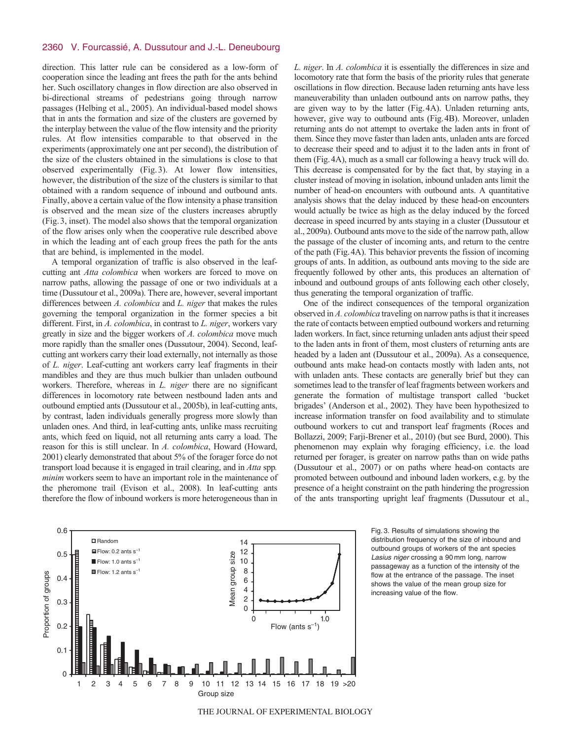direction. This latter rule can be considered as a low-form of cooperation since the leading ant frees the path for the ants behind her. Such oscillatory changes in flow direction are also observed in bi-directional streams of pedestrians going through narrow passages (Helbing et al., 2005). An individual-based model shows that in ants the formation and size of the clusters are governed by the interplay between the value of the flow intensity and the priority rules. At flow intensities comparable to that observed in the experiments (approximately one ant per second), the distribution of the size of the clusters obtained in the simulations is close to that observed experimentally (Fig. 3). At lower flow intensities, however, the distribution of the size of the clusters is similar to that obtained with a random sequence of inbound and outbound ants. Finally, above a certain value of the flow intensity a phase transition is observed and the mean size of the clusters increases abruptly (Fig. 3, inset). The model also shows that the temporal organization of the flow arises only when the cooperative rule described above in which the leading ant of each group frees the path for the ants that are behind, is implemented in the model.

A temporal organization of traffic is also observed in the leaf-cutting ant *Atta colombica* when workers are forced to move on narrow paths, allowing the passage of one or two individuals at a time (Dussutour et al., 2009a). There are, however, several important differences between *A. colombica* and *L. niger* that makes the rules governing the temporal organization in the former species a bit different. First, in *A. colombica*, in contrast to *L. niger*, workers vary greatly in size and the bigger workers of *A. colombica* move much more rapidly than the smaller ones (Dussutour, 2004). Second, leaf-cutting ant workers carry their load externally, not internally as those of *L. niger*. Leaf-cutting ant workers carry leaf fragments in their mandibles and they are thus much bulkier than unladen outbound workers. Therefore, whereas in *L. niger* there are no significant differences in locomotory rate between nestbound laden ants and outbound emptied ants (Dussutour et al., 2005b), in leaf-cutting ants, by contrast, laden individuals generally progress more slowly than unladen ones. And third, in leaf-cutting ants, unlike mass recruiting ants, which feed on liquid, not all returning ants carry a load. The reason for this is still unclear. In *A. colombica*, Howard (Howard, 2001) clearly demonstrated that about 5% of the forager force do not transport load because it is engaged in trail clearing, and in *Atta* spp. *minim* workers seem to have an important role in the maintenance of the pheromone trail (Evison et al., 2008). In leaf-cutting ants therefore the flow of inbound workers is more heterogeneous than in *L. niger*. In *A. colombica* it is essentially the differences in size and locomotory rate that form the basis of the priority rules that generate oscillations in flow direction. Because laden returning ants have less maneuverability than unladen outbound ants on narrow paths, they are given way to by the latter (Fig. 4A). Unladen returning ants, however, give way to outbound ants (Fig. 4B). Moreover, unladen returning ants do not attempt to overtake the laden ants in front of them. Since they move faster than laden ants, unladen ants are forced to decrease their speed and to adjust it to the laden ants in front of them (Fig. 4A), much as a small car following a heavy truck will do. This decrease is compensated for by the fact that, by staying in a cluster instead of moving in isolation, inbound unladen ants limit the number of head-on encounters with outbound ants. A quantitative analysis shows that the delay induced by these head-on encounters would actually be twice as high as the delay induced by the forced decrease in speed incurred by ants staying in a cluster (Dussutour et al., 2009a). Outbound ants move to the side of the narrow path, allow the passage of the cluster of incoming ants, and return to the centre of the path (Fig. 4A). This behavior prevents the fission of incoming groups of ants. In addition, as outbound ants moving to the side are frequently followed by other ants, this produces an alternation of inbound and outbound groups of ants following each other closely, thus generating the temporal organization of traffic.

One of the indirect consequences of the temporal organization observed in *A. colombica* traveling on narrow paths is that it increases the rate of contacts between emptied outbound workers and returning laden workers. In fact, since returning unladen ants adjust their speed to the laden ants in front of them, most clusters of returning ants are headed by a laden ant (Dussutour et al., 2009a). As a consequence, outbound ants make head-on contacts mostly with laden ants, not with unladen ants. These contacts are generally brief but they can sometimes lead to the transfer of leaf fragments between workers and generate the formation of multistage transport called 'bucket brigades' (Anderson et al., 2002). They have been hypothesized to increase information transfer on food availability and to stimulate outbound workers to cut and transport leaf fragments (Roces and Bollazzi, 2009; Farji-Brener et al., 2010) (but see Burd, 2000). This phenomenon may explain why foraging efficiency, i.e. the load returned per forager, is greater on narrow paths than on wide paths (Dussutour et al., 2007) or on paths where head-on contacts are promoted between outbound and inbound laden workers, e.g. by the presence of a height constraint on the path hindering the progression of the ants transporting upright leaf fragments (Dussutour et al.,

Fig. 3. Results of simulations showing the distribution frequency of the size of inbound and outbound groups of workers of the ant species *Lasius niger* crossing a 90 mm long, narrow passageway as a function of the intensity of the flow at the entrance of the passage. The inset shows the value of the mean group size for increasing value of the flow.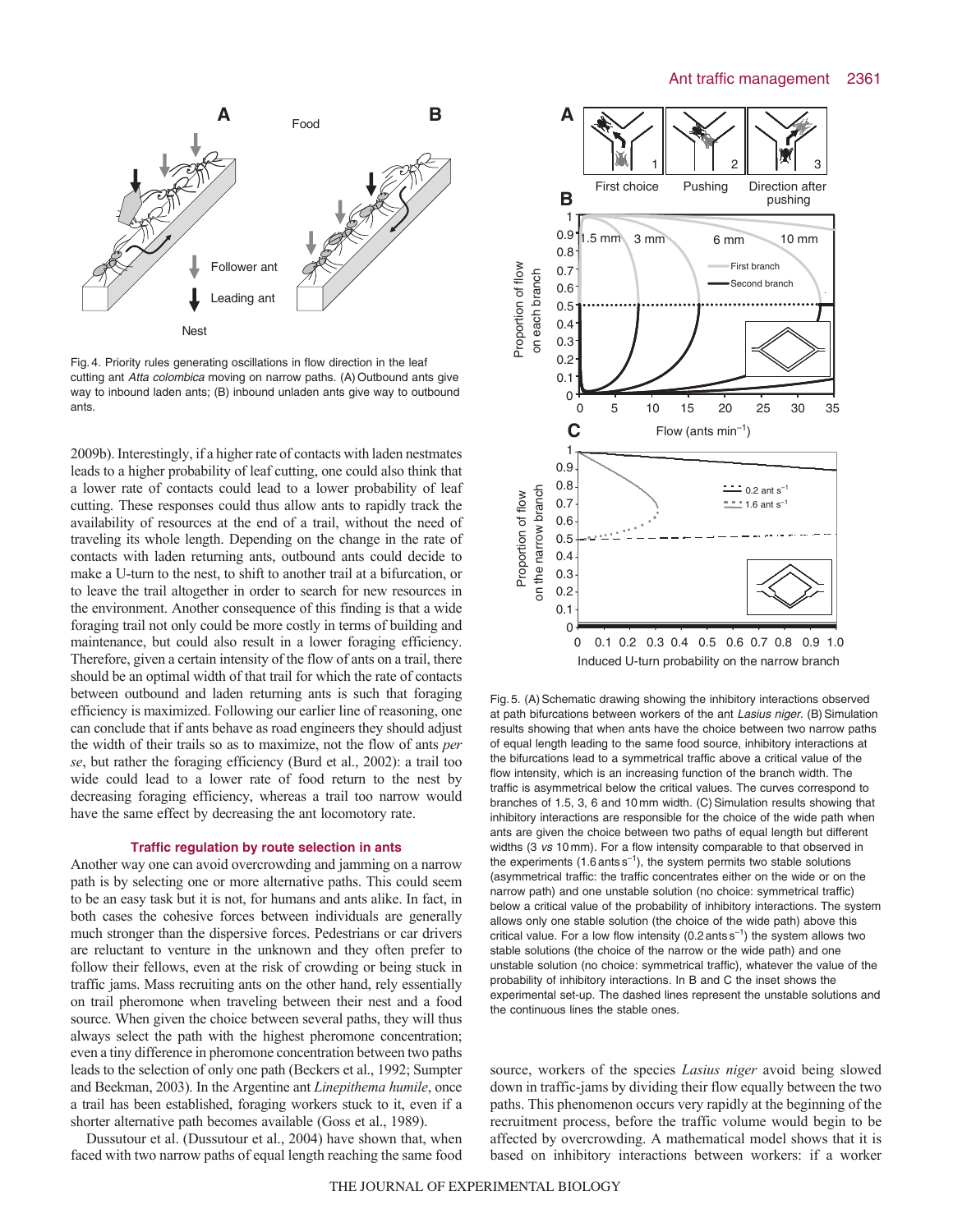A

Food

B

Follower ant

Leading ant

Nest

Fig. 4. Priority rules generating oscillations in flow direction in the leaf cutting ant *Atta colombica* moving on narrow paths. (A) Outbound ants give way to inbound laden ants; (B) inbound unladen ants give way to outbound ants.

2009b). Interestingly, if a higher rate of contacts with laden nestmates leads to a higher probability of leaf cutting, one could also think that a lower rate of contacts could lead to a lower probability of leaf cutting. These responses could thus allow ants to rapidly track the availability of resources at the end of a trail, without the need of traveling its whole length. Depending on the change in the rate of contacts with laden returning ants, outbound ants could decide to make a U-turn to the nest, to shift to another trail at a bifurcation, or to leave the trail altogether in order to search for new resources in the environment. Another consequence of this finding is that a wide foraging trail not only could be more costly in terms of building and maintenance, but could also result in a lower foraging efficiency. Therefore, given a certain intensity of the flow of ants on a trail, there should be an optimal width of that trail for which the rate of contacts between outbound and laden returning ants is such that foraging efficiency is maximized. Following our earlier line of reasoning, one can conclude that if ants behave as road engineers they should adjust the width of their trails so as to maximize, not the flow of ants *per se*, but rather the foraging efficiency (Burd et al., 2002): a trail too wide could lead to a lower rate of food return to the nest by decreasing foraging efficiency, whereas a trail too narrow would have the same effect by decreasing the ant locomotory rate.

### Traffic regulation by route selection in ants

Another way one can avoid overcrowding and jamming on a narrow path is by selecting one or more alternative paths. This could seem to be an easy task but it is not, for humans and ants alike. In fact, in both cases the cohesive forces between individuals are generally much stronger than the dispersive forces. Pedestrians or car drivers are reluctant to venture in the unknown and they often prefer to follow their fellows, even at the risk of crowding or being stuck in traffic jams. Mass recruiting ants on the other hand, rely essentially on trail pheromone when traveling between their nest and a food source. When given the choice between several paths, they will thus always select the path with the highest pheromone concentration; even a tiny difference in pheromone concentration between two paths leads to the selection of only one path (Beckers et al., 1992; Sumpter and Beekman, 2003). In the Argentine ant *Linepithema humile*, once a trail has been established, foraging workers stuck to it, even if a shorter alternative path becomes available (Goss et al., 1989).

Dussutour et al. (Dussutour et al., 2004) have shown that, when faced with two narrow paths of equal length reaching the same food source, workers of the species *Lasius niger* avoid being slowed down in traffic-jams by dividing their flow equally between the two paths. This phenomenon occurs very rapidly at the beginning of the recruitment process, before the traffic volume would begin to be affected by overcrowding. A mathematical model shows that it is based on inhibitory interactions between workers: if a worker

A

1 First choice

2 Pushing

3 Direction after pushing

B

Proportion of flow on each branch

1.5 mm 3 mm 6 mm 10 mm

First branch

Second branch

0 5 10 15 20 25 30 35

Flow (ants min$^{-1}$)

C

Proportion of flow on the narrow branch

0.2 ant s$^{-1}$

1.6 ant s$^{-1}$

0 0.1 0.2 0.3 0.4 0.5 0.6 0.7 0.8 0.9 1.0

Induced U-turn probability on the narrow branch

Fig. 5. (A) Schematic drawing showing the inhibitory interactions observed at path bifurcations between workers of the ant *Lasius niger*. (B) Simulation results showing that when ants have the choice between two narrow paths of equal length leading to the same food source, inhibitory interactions at the bifurcations lead to a symmetrical traffic above a critical value of the flow intensity, which is an increasing function of the branch width. The traffic is asymmetrical below the critical values. The curves correspond to branches of 1.5, 3, 6 and 10 mm width. (C) Simulation results showing that inhibitory interactions are responsible for the choice of the wide path when ants are given the choice between two paths of equal length but different widths (3 *vs* 10 mm). For a flow intensity comparable to that observed in the experiments (1.6 ants s$^{-1}$), the system permits two stable solutions (asymmetrical traffic: the traffic concentrates either on the wide or on the narrow path) and one unstable solution (no choice: symmetrical traffic) below a critical value of the probability of inhibitory interactions. The system allows only one stable solution (the choice of the wide path) above this critical value. For a low flow intensity (0.2 ants s$^{-1}$) the system allows two stable solutions (the choice of the narrow or the wide path) and one unstable solution (no choice: symmetrical traffic), whatever the value of the probability of inhibitory interactions. In B and C the inset shows the experimental set-up. The dashed lines represent the unstable solutions and the continuous lines the stable ones.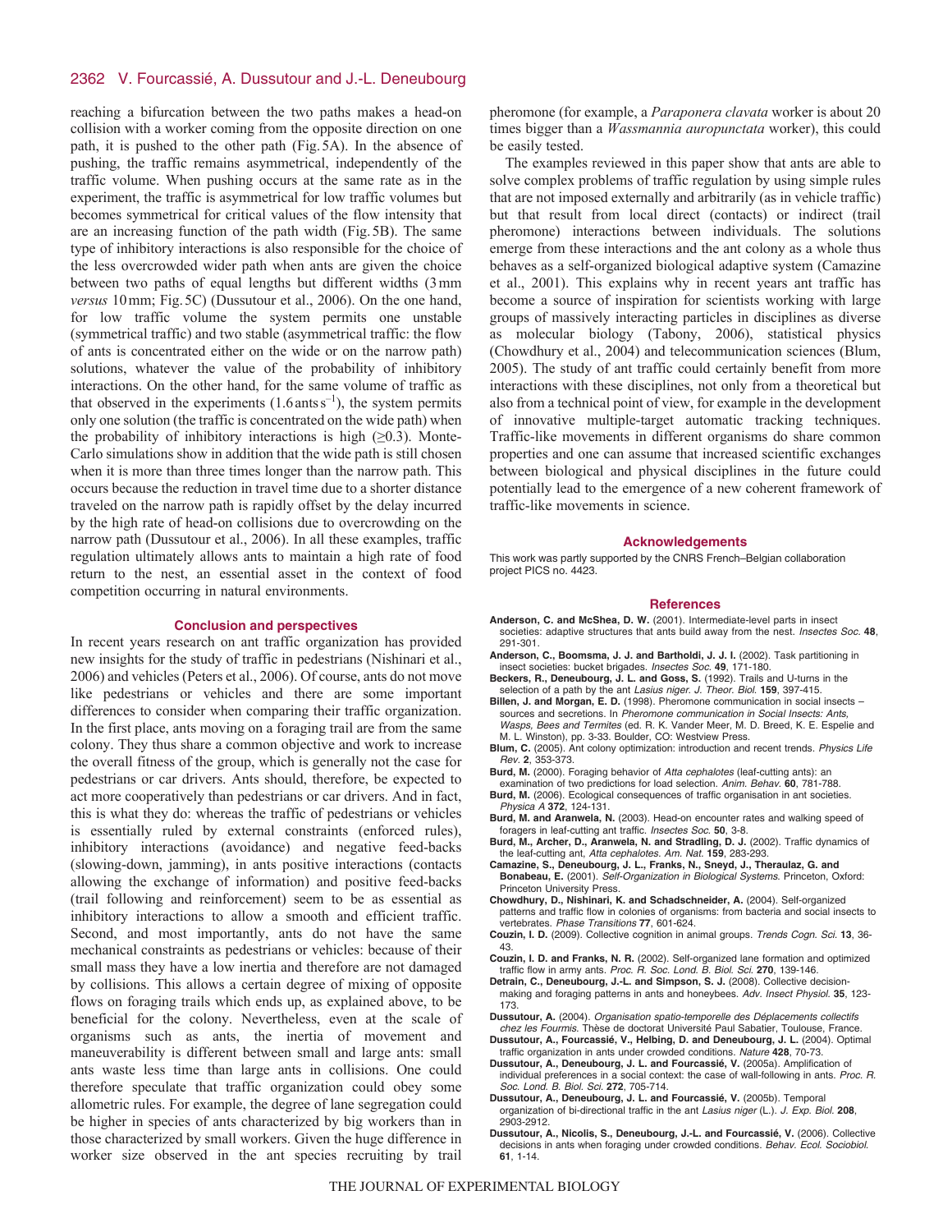reaching a bifurcation between the two paths makes a head-on collision with a worker coming from the opposite direction on one path, it is pushed to the other path (Fig. 5A). In the absence of pushing, the traffic remains asymmetrical, independently of the traffic volume. When pushing occurs at the same rate as in the experiment, the traffic is asymmetrical for low traffic volumes but becomes symmetrical for critical values of the flow intensity that are an increasing function of the path width (Fig. 5B). The same type of inhibitory interactions is also responsible for the choice of the less overcrowded wider path when ants are given the choice between two paths of equal lengths but different widths (3 mm *versus* 10 mm; Fig. 5C) (Dussutour et al., 2006). On the one hand, for low traffic volume the system permits one unstable (symmetrical traffic) and two stable (asymmetrical traffic: the flow of ants is concentrated either on the wide or on the narrow path) solutions, whatever the value of the probability of inhibitory interactions. On the other hand, for the same volume of traffic as that observed in the experiments (1.6 ants $s^{-1}$), the system permits only one solution (the traffic is concentrated on the wide path) when the probability of inhibitory interactions is high ($\geq$0.3). Monte-Carlo simulations show in addition that the wide path is still chosen when it is more than three times longer than the narrow path. This occurs because the reduction in travel time due to a shorter distance traveled on the narrow path is rapidly offset by the delay incurred by the high rate of head-on collisions due to overcrowding on the narrow path (Dussutour et al., 2006). In all these examples, traffic regulation ultimately allows ants to maintain a high rate of food return to the nest, an essential asset in the context of food competition occurring in natural environments.

## Conclusion and perspectives

In recent years research on ant traffic organization has provided new insights for the study of traffic in pedestrians (Nishinari et al., 2006) and vehicles (Peters et al., 2006). Of course, ants do not move like pedestrians or vehicles and there are some important differences to consider when comparing their traffic organization. In the first place, ants moving on a foraging trail are from the same colony. They thus share a common objective and work to increase the overall fitness of the group, which is generally not the case for pedestrians or car drivers. Ants should, therefore, be expected to act more cooperatively than pedestrians or car drivers. And in fact, this is what they do: whereas the traffic of pedestrians or vehicles is essentially ruled by external constraints (enforced rules), inhibitory interactions (avoidance) and negative feed-backs (slowing-down, jamming), in ants positive interactions (contacts allowing the exchange of information) and positive feed-backs (trail following and reinforcement) seem to be as essential as inhibitory interactions to allow a smooth and efficient traffic. Second, and most importantly, ants do not have the same mechanical constraints as pedestrians or vehicles: because of their small mass they have a low inertia and therefore are not damaged by collisions. This allows a certain degree of mixing of opposite flows on foraging trails which ends up, as explained above, to be beneficial for the colony. Nevertheless, even at the scale of organisms such as ants, the inertia of movement and maneuverability is different between small and large ants: small ants waste less time than large ants in collisions. One could therefore speculate that traffic organization could obey some allometric rules. For example, the degree of lane segregation could be higher in species of ants characterized by big workers than in those characterized by small workers. Given the huge difference in worker size observed in the ant species recruiting by trail pheromone (for example, a *Paraponera clavata* worker is about 20 times bigger than a *Wassmannia auropunctata* worker), this could be easily tested.

The examples reviewed in this paper show that ants are able to solve complex problems of traffic regulation by using simple rules that are not imposed externally and arbitrarily (as in vehicle traffic) but that result from local direct (contacts) or indirect (trail pheromone) interactions between individuals. The solutions emerge from these interactions and the ant colony as a whole thus behaves as a self-organized biological adaptive system (Camazine et al., 2001). This explains why in recent years ant traffic has become a source of inspiration for scientists working with large groups of massively interacting particles in disciplines as diverse as molecular biology (Tabony, 2006), statistical physics (Chowdhury et al., 2004) and telecommunication sciences (Blum, 2005). The study of ant traffic could certainly benefit from more interactions with these disciplines, not only from a theoretical but also from a technical point of view, for example in the development of innovative multiple-target automatic tracking techniques. Traffic-like movements in different organisms do share common properties and one can assume that increased scientific exchanges between biological and physical disciplines in the future could potentially lead to the emergence of a new coherent framework of traffic-like movements in science.

## Acknowledgements

This work was partly supported by the CNRS French–Belgian collaboration project PICS no. 4423.

## References

**Anderson, C. and McShea, D. W.** (2001). Intermediate-level parts in insect societies: adaptive structures that ants build away from the nest. *Insectes Soc.* **48**, 291-301.

**Anderson, C., Boomsma, J. J. and Bartholdi, J. J. I.** (2002). Task partitioning in insect societies: bucket brigades. *Insectes Soc.* **49**, 171-180.

**Beckers, R., Deneubourg, J. L. and Goss, S.** (1992). Trails and U-turns in the selection of a path by the ant *Lasius niger*. *J. Theor. Biol.* **159**, 397-415.

**Billen, J. and Morgan, E. D.** (1998). Pheromone communication in social insects – sources and secretions. In *Pheromone communication in Social Insects: Ants, Wasps, Bees and Termites* (ed. R. K. Vander Meer, M. D. Breed, K. E. Espelie and M. L. Winston), pp. 3-33. Boulder, CO: Westview Press.

**Blum, C.** (2005). Ant colony optimization: introduction and recent trends. *Physics Life Rev.* **2**, 353-373.

**Burd, M.** (2000). Foraging behavior of *Atta cephalotes* (leaf-cutting ants): an examination of two predictions for load selection. *Anim. Behav.* **60**, 781-788.

**Burd, M.** (2006). Ecological consequences of traffic organisation in ant societies. *Physica A* **372**, 124-131.

**Burd, M. and Aranwela, N.** (2003). Head-on encounter rates and walking speed of foragers in leaf-cutting ant traffic. *Insectes Soc.* **50**, 3-8.

**Burd, M., Archer, D., Aranwela, N. and Stradling, D. J.** (2002). Traffic dynamics of the leaf-cutting ant, *Atta cephalotes*. *Am. Nat.* **159**, 283-293.

**Camazine, S., Deneubourg, J. L., Franks, N., Sneyd, J., Theraulaz, G. and Bonabeau, E.** (2001). *Self-Organization in Biological Systems*. Princeton, Oxford: Princeton University Press.

**Chowdhury, D., Nishinari, K. and Schadschneider, A.** (2004). Self-organized patterns and traffic flow in colonies of organisms: from bacteria and social insects to vertebrates. *Phase Transitions* **77**, 601-624.

**Couzin, I. D.** (2009). Collective cognition in animal groups. *Trends Cogn. Sci.* **13**, 36-43.

**Couzin, I. D. and Franks, N. R.** (2002). Self-organized lane formation and optimized traffic flow in army ants. *Proc. R. Soc. Lond. B. Biol. Sci.* **270**, 139-146.

**Detrain, C., Deneubourg, J.-L. and Simpson, S. J.** (2008). Collective decision-making and foraging patterns in ants and honeybees. *Adv. Insect Physiol.* **35**, 123-173.

**Dussutour, A.** (2004). *Organisation spatio-temporelle des Déplacements collectifs chez les Fourmis.* Thèse de doctorat Université Paul Sabatier, Toulouse, France.

**Dussutour, A., Fourcassié, V., Helbing, D. and Deneubourg, J. L.** (2004). Optimal traffic organization in ants under crowded conditions. *Nature* **428**, 70-73.

**Dussutour, A., Deneubourg, J. L. and Fourcassié, V.** (2005a). Amplification of individual preferences in a social context: the case of wall-following in ants. *Proc. R. Soc. Lond. B. Biol. Sci.* **272**, 705-714.

**Dussutour, A., Deneubourg, J. L. and Fourcassié, V.** (2005b). Temporal organization of bi-directional traffic in the ant *Lasius niger* (L.). *J. Exp. Biol.* **208**, 2903-2912.

**Dussutour, A., Nicolis, S., Deneubourg, J.-L. and Fourcassié, V.** (2006). Collective decisions in ants when foraging under crowded conditions. *Behav. Ecol. Sociobiol.* **61**, 1-14.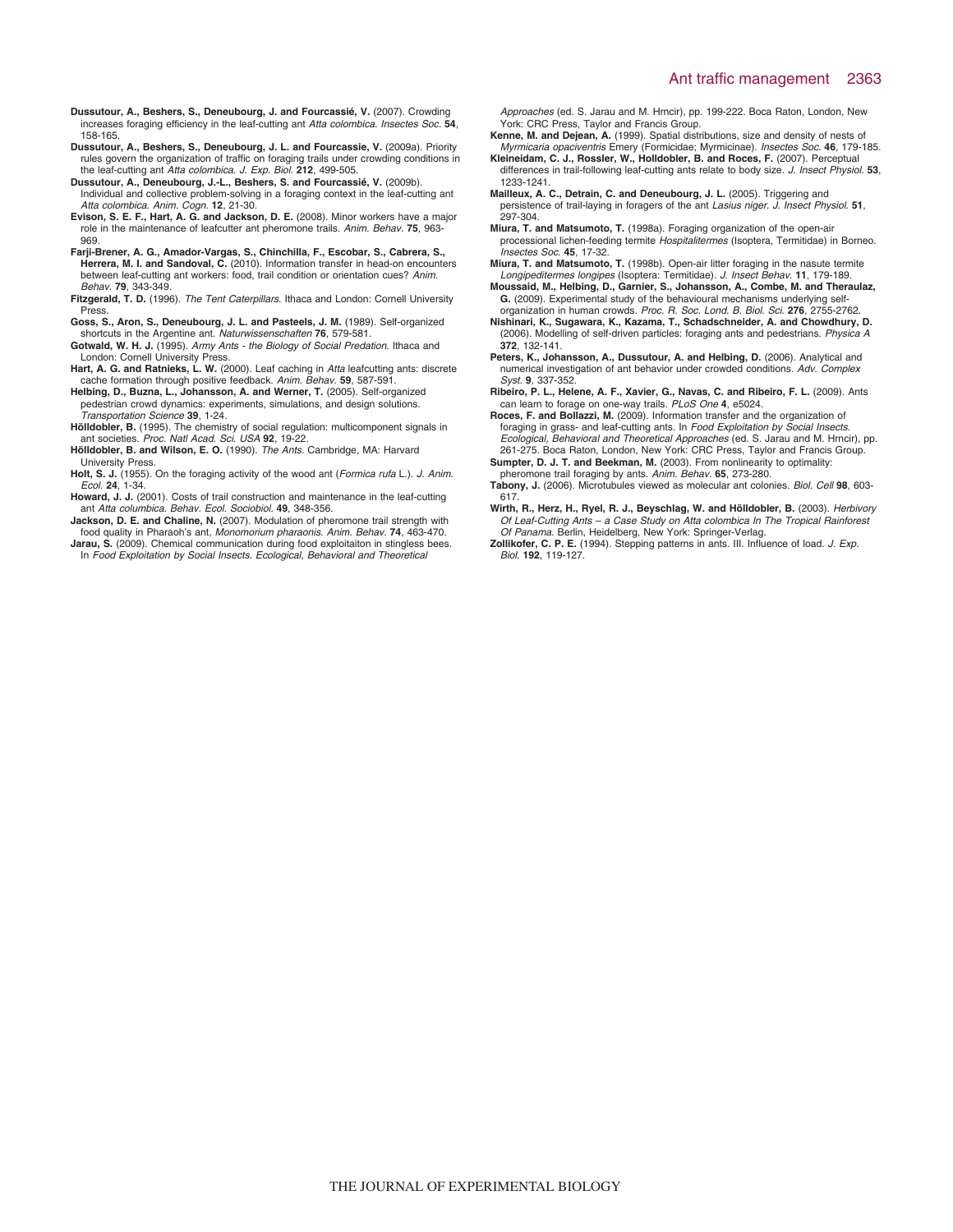**Dussutour, A., Beshers, S., Deneubourg, J. and Fourcassié, V.** (2007). Crowding increases foraging efficiency in the leaf-cutting ant *Atta colombica*. *Insectes Soc.* **54**, 158-165.

**Dussutour, A., Beshers, S., Deneubourg, J. L. and Fourcassie, V.** (2009a). Priority rules govern the organization of traffic on foraging trails under crowding conditions in the leaf-cutting ant *Atta colombica*. *J. Exp. Biol.* **212**, 499-505.

**Dussutour, A., Deneubourg, J.-L., Beshers, S. and Fourcassié, V.** (2009b). Individual and collective problem-solving in a foraging context in the leaf-cutting ant *Atta colombica*. *Anim. Cogn.* **12**, 21-30.

**Evison, S. E. F., Hart, A. G. and Jackson, D. E.** (2008). Minor workers have a major role in the maintenance of leafcutter ant pheromone trails. *Anim. Behav.* **75**, 963-969.

**Farji-Brener, A. G., Amador-Vargas, S., Chinchilla, F., Escobar, S., Cabrera, S., Herrera, M. I. and Sandoval, C.** (2010). Information transfer in head-on encounters between leaf-cutting ant workers: food, trail condition or orientation cues? *Anim. Behav.* **79**, 343-349.

**Fitzgerald, T. D.** (1996). *The Tent Caterpillars.* Ithaca and London: Cornell University Press.

**Goss, S., Aron, S., Deneubourg, J. L. and Pasteels, J. M.** (1989). Self-organized shortcuts in the Argentine ant. *Naturwissenschaften* **76**, 579-581.

**Gotwald, W. H. J.** (1995). *Army Ants - the Biology of Social Predation.* Ithaca and London: Cornell University Press.

**Hart, A. G. and Ratnieks, L. W.** (2000). Leaf caching in *Atta* leafcutting ants: discrete cache formation through positive feedback. *Anim. Behav.* **59**, 587-591.

**Helbing, D., Buzna, L., Johansson, A. and Werner, T.** (2005). Self-organized pedestrian crowd dynamics: experiments, simulations, and design solutions. *Transportation Science* **39**, 1-24.

**Hölldobler, B.** (1995). The chemistry of social regulation: multicomponent signals in ant societies. *Proc. Natl Acad. Sci. USA* **92**, 19-22.

**Hölldobler, B. and Wilson, E. O.** (1990). *The Ants.* Cambridge, MA: Harvard University Press.

**Holt, S. J.** (1955). On the foraging activity of the wood ant (*Formica rufa* L.). *J. Anim. Ecol.* **24**, 1-34.

**Howard, J. J.** (2001). Costs of trail construction and maintenance in the leaf-cutting ant *Atta columbica*. *Behav. Ecol. Sociobiol.* **49**, 348-356.

**Jackson, D. E. and Chaline, N.** (2007). Modulation of pheromone trail strength with food quality in Pharaoh's ant, *Monomorium pharaonis*. *Anim. Behav.* **74**, 463-470.

**Jarau, S.** (2009). Chemical communication during food exploitaiton in stingless bees. In *Food Exploitation by Social Insects. Ecological, Behavioral and Theoretical Approaches* (ed. S. Jarau and M. Hrncir), pp. 199-222. Boca Raton, London, New York: CRC Press, Taylor and Francis Group.

**Kenne, M. and Dejean, A.** (1999). Spatial distributions, size and density of nests of *Myrmicaria opaciventris* Emery (Formicidae; Myrmicinae). *Insectes Soc.* **46**, 179-185.

**Kleineidam, C. J., Rossler, W., Holldobler, B. and Roces, F.** (2007). Perceptual differences in trail-following leaf-cutting ants relate to body size. *J. Insect Physiol.* **53**, 1233-1241.

**Mailleux, A. C., Detrain, C. and Deneubourg, J. L.** (2005). Triggering and persistence of trail-laying in foragers of the ant *Lasius niger*. *J. Insect Physiol.* **51**, 297-304.

**Miura, T. and Matsumoto, T.** (1998a). Foraging organization of the open-air processional lichen-feeding termite *Hospitalitermes* (Isoptera, Termitidae) in Borneo. *Insectes Soc.* **45**, 17-32.

**Miura, T. and Matsumoto, T.** (1998b). Open-air litter foraging in the nasute termite *Longipeditermes longipes* (Isoptera: Termitidae). *J. Insect Behav.* **11**, 179-189.

**Moussaid, M., Helbing, D., Garnier, S., Johansson, A., Combe, M. and Theraulaz, G.** (2009). Experimental study of the behavioural mechanisms underlying self-organization in human crowds. *Proc. R. Soc. Lond. B. Biol. Sci.* **276**, 2755-2762.

**Nishinari, K., Sugawara, K., Kazama, T., Schadschneider, A. and Chowdhury, D.** (2006). Modelling of self-driven particles: foraging ants and pedestrians. *Physica A* **372**, 132-141.

**Peters, K., Johansson, A., Dussutour, A. and Helbing, D.** (2006). Analytical and numerical investigation of ant behavior under crowded conditions. *Adv. Complex Syst.* **9**, 337-352.

**Ribeiro, P. L., Helene, A. F., Xavier, G., Navas, C. and Ribeiro, F. L.** (2009). Ants can learn to forage on one-way trails. *PLoS One* **4**, e5024.

**Roces, F. and Bollazzi, M.** (2009). Information transfer and the organization of foraging in grass- and leaf-cutting ants. In *Food Exploitation by Social Insects. Ecological, Behavioral and Theoretical Approaches* (ed. S. Jarau and M. Hrncir), pp. 261-275. Boca Raton, London, New York: CRC Press, Taylor and Francis Group.

**Sumpter, D. J. T. and Beekman, M.** (2003). From nonlinearity to optimality: pheromone trail foraging by ants. *Anim. Behav.* **65**, 273-280.

**Tabony, J.** (2006). Microtubules viewed as molecular ant colonies. *Biol. Cell* **98**, 603-617.

**Wirth, R., Herz, H., Ryel, R. J., Beyschlag, W. and Hölldobler, B.** (2003). *Herbivory Of Leaf-Cutting Ants – a Case Study on Atta colombica In The Tropical Rainforest Of Panama.* Berlin, Heidelberg, New York: Springer-Verlag.

**Zollikofer, C. P. E.** (1994). Stepping patterns in ants. III. Influence of load. *J. Exp. Biol.* **192**, 119-127.